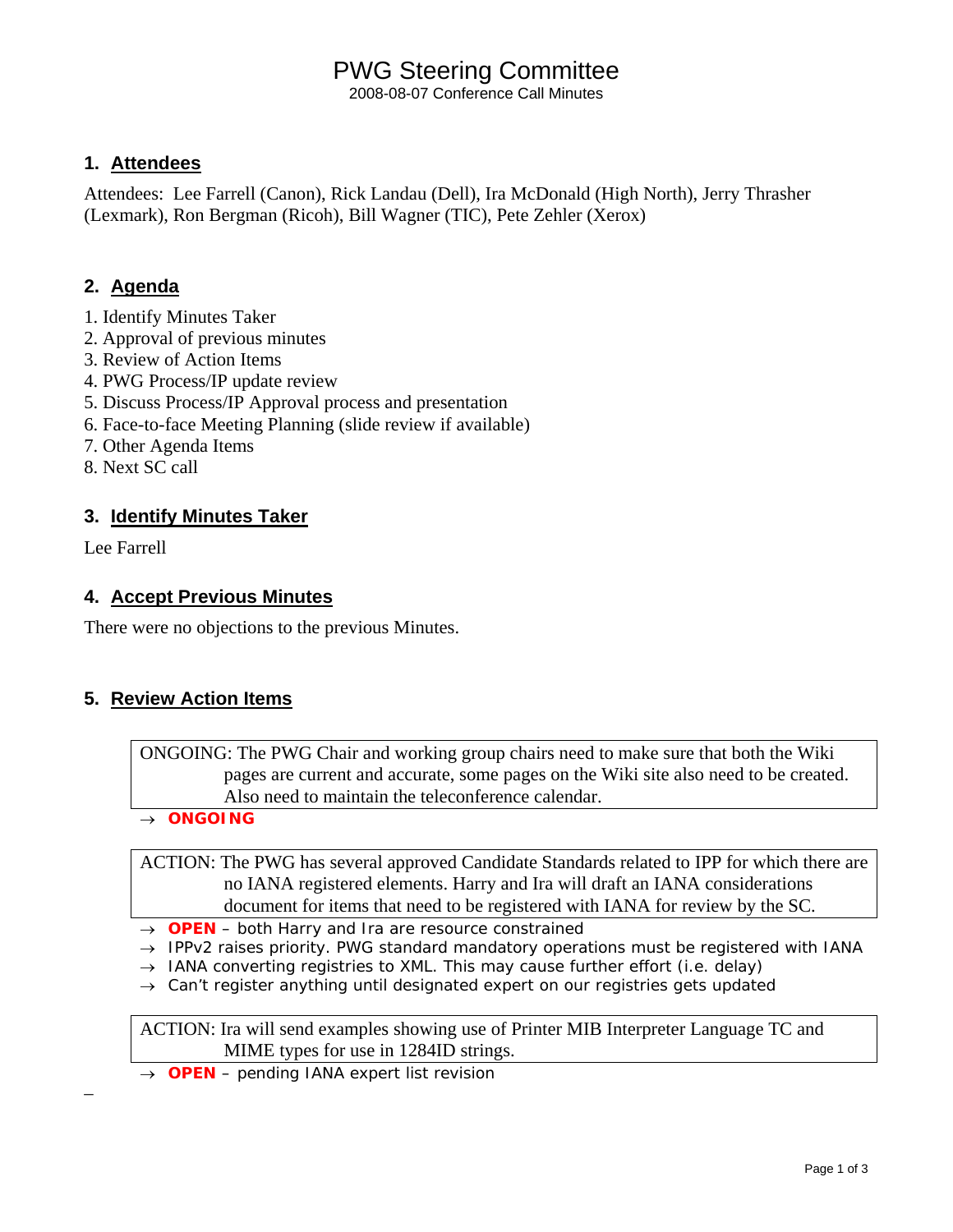# PWG Steering Committee

2008-08-07 Conference Call Minutes

## 1. Attendees

Attendees: Lee Farrell (Canon), Rick Landau (Dell), Ira McDonald (High North), Jerry Thrasher (Lexmark), Ron Bergman (Ricoh), Bill Wagner (TIC), Pete Zehler (Xerox)

## 2. Agenda

1. Identify Minutes Taker
2. Approval of previous minutes
3. Review of Action Items
4. PWG Process/IP update review
5. Discuss Process/IP Approval process and presentation
6. Face-to-face Meeting Planning (slide review if available)
7. Other Agenda Items
8. Next SC call

## 3. Identify Minutes Taker

Lee Farrell

## 4. Accept Previous Minutes

There were no objections to the previous Minutes.

## 5. Review Action Items

ONGOING: The PWG Chair and working group chairs need to make sure that both the Wiki pages are current and accurate, some pages on the Wiki site also need to be created. Also need to maintain the teleconference calendar.

→ **ONGOING**

ACTION: The PWG has several approved Candidate Standards related to IPP for which there are no IANA registered elements. Harry and Ira will draft an IANA considerations document for items that need to be registered with IANA for review by the SC.

→ **OPEN** – both Harry and Ira are resource constrained
→ IPPv2 raises priority. PWG standard mandatory operations must be registered with IANA
→ IANA converting registries to XML. This may cause further effort (i.e. delay)
→ Can't register anything until designated expert on our registries gets updated

ACTION: Ira will send examples showing use of Printer MIB Interpreter Language TC and MIME types for use in 1284ID strings.

→ **OPEN** – pending IANA expert list revision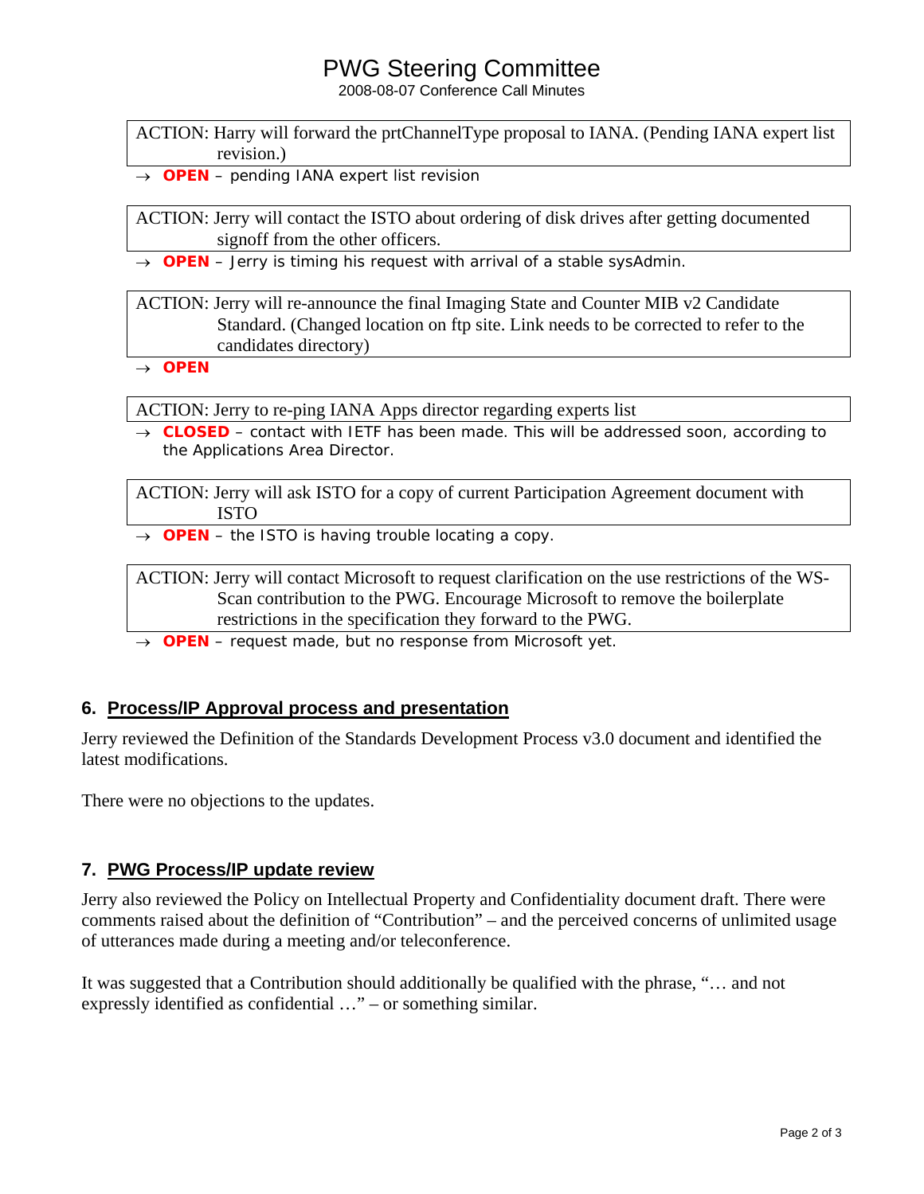ACTION: Harry will forward the prtChannelType proposal to IANA. (Pending IANA expert list revision.)

→ **OPEN** – pending IANA expert list revision

ACTION: Jerry will contact the ISTO about ordering of disk drives after getting documented signoff from the other officers.

→ **OPEN** – Jerry is timing his request with arrival of a stable sysAdmin.

ACTION: Jerry will re-announce the final Imaging State and Counter MIB v2 Candidate Standard. (Changed location on ftp site. Link needs to be corrected to refer to the candidates directory)

→ **OPEN**

ACTION: Jerry to re-ping IANA Apps director regarding experts list

→ **CLOSED** – contact with IETF has been made. This will be addressed soon, according to the Applications Area Director.

ACTION: Jerry will ask ISTO for a copy of current Participation Agreement document with ISTO

→ **OPEN** – the ISTO is having trouble locating a copy.

ACTION: Jerry will contact Microsoft to request clarification on the use restrictions of the WS-Scan contribution to the PWG. Encourage Microsoft to remove the boilerplate restrictions in the specification they forward to the PWG.

→ **OPEN** – request made, but no response from Microsoft yet.

## 6. Process/IP Approval process and presentation

Jerry reviewed the Definition of the Standards Development Process v3.0 document and identified the latest modifications.

There were no objections to the updates.

## 7. PWG Process/IP update review

Jerry also reviewed the Policy on Intellectual Property and Confidentiality document draft. There were comments raised about the definition of "Contribution" – and the perceived concerns of unlimited usage of utterances made during a meeting and/or teleconference.

It was suggested that a Contribution should additionally be qualified with the phrase, "… and not expressly identified as confidential …" – or something similar.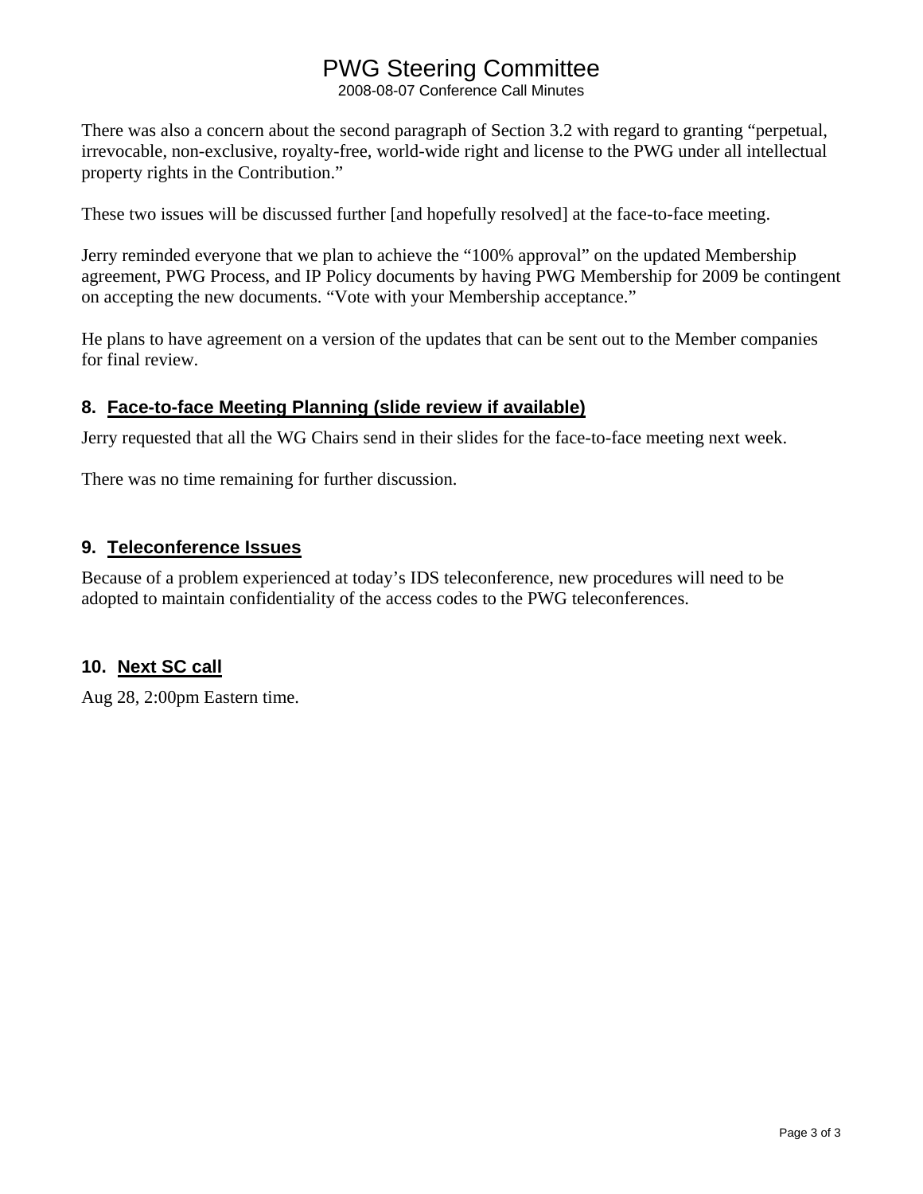There was also a concern about the second paragraph of Section 3.2 with regard to granting "perpetual, irrevocable, non-exclusive, royalty-free, world-wide right and license to the PWG under all intellectual property rights in the Contribution."

These two issues will be discussed further [and hopefully resolved] at the face-to-face meeting.

Jerry reminded everyone that we plan to achieve the "100% approval" on the updated Membership agreement, PWG Process, and IP Policy documents by having PWG Membership for 2009 be contingent on accepting the new documents. "Vote with your Membership acceptance."

He plans to have agreement on a version of the updates that can be sent out to the Member companies for final review.

## 8. Face-to-face Meeting Planning (slide review if available)

Jerry requested that all the WG Chairs send in their slides for the face-to-face meeting next week.

There was no time remaining for further discussion.

## 9. Teleconference Issues

Because of a problem experienced at today's IDS teleconference, new procedures will need to be adopted to maintain confidentiality of the access codes to the PWG teleconferences.

## 10. Next SC call

Aug 28, 2:00pm Eastern time.